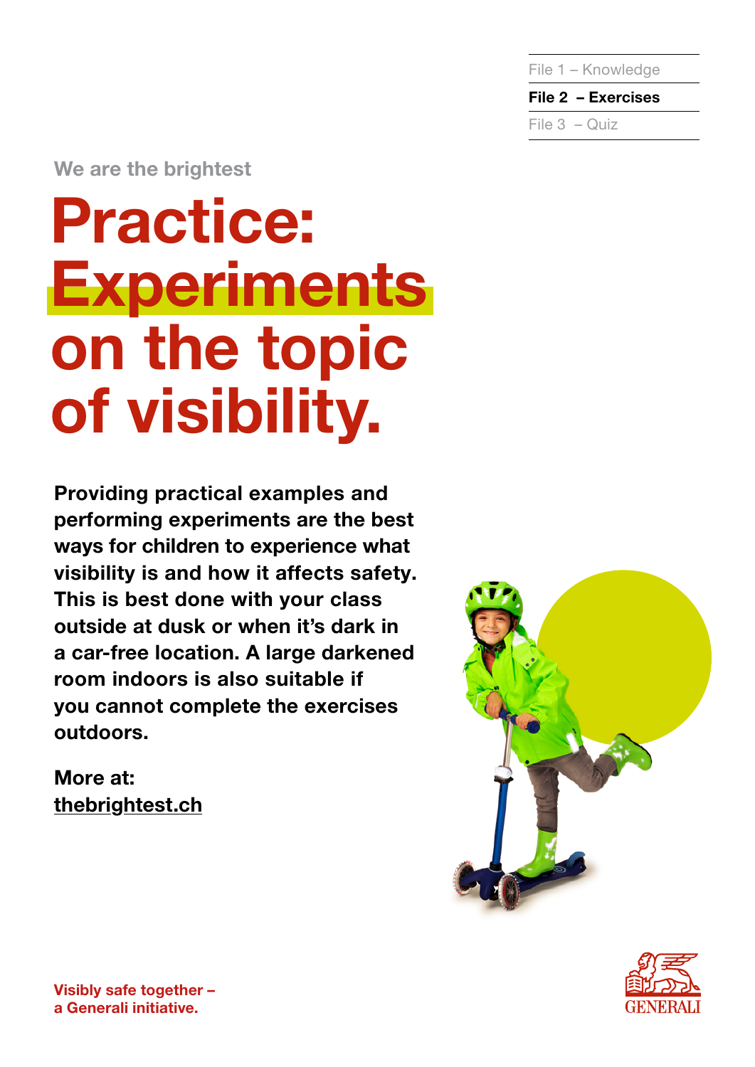File 1 – Knowledge

**File 2 – Exercises**

File 3 – Quiz

We are the brightest

# Practice: Experiments on the topic of visibility.

**Providing practical examples and performing experiments are the best ways for children to experience what visibility is and how it affects safety. This is best done with your class outside at dusk or when it's dark in a car-free location. A large darkened room indoors is also suitable if you cannot complete the exercises outdoors.**

**More at:**
**thebrightest.ch**

**Visibly safe together – a Generali initiative.**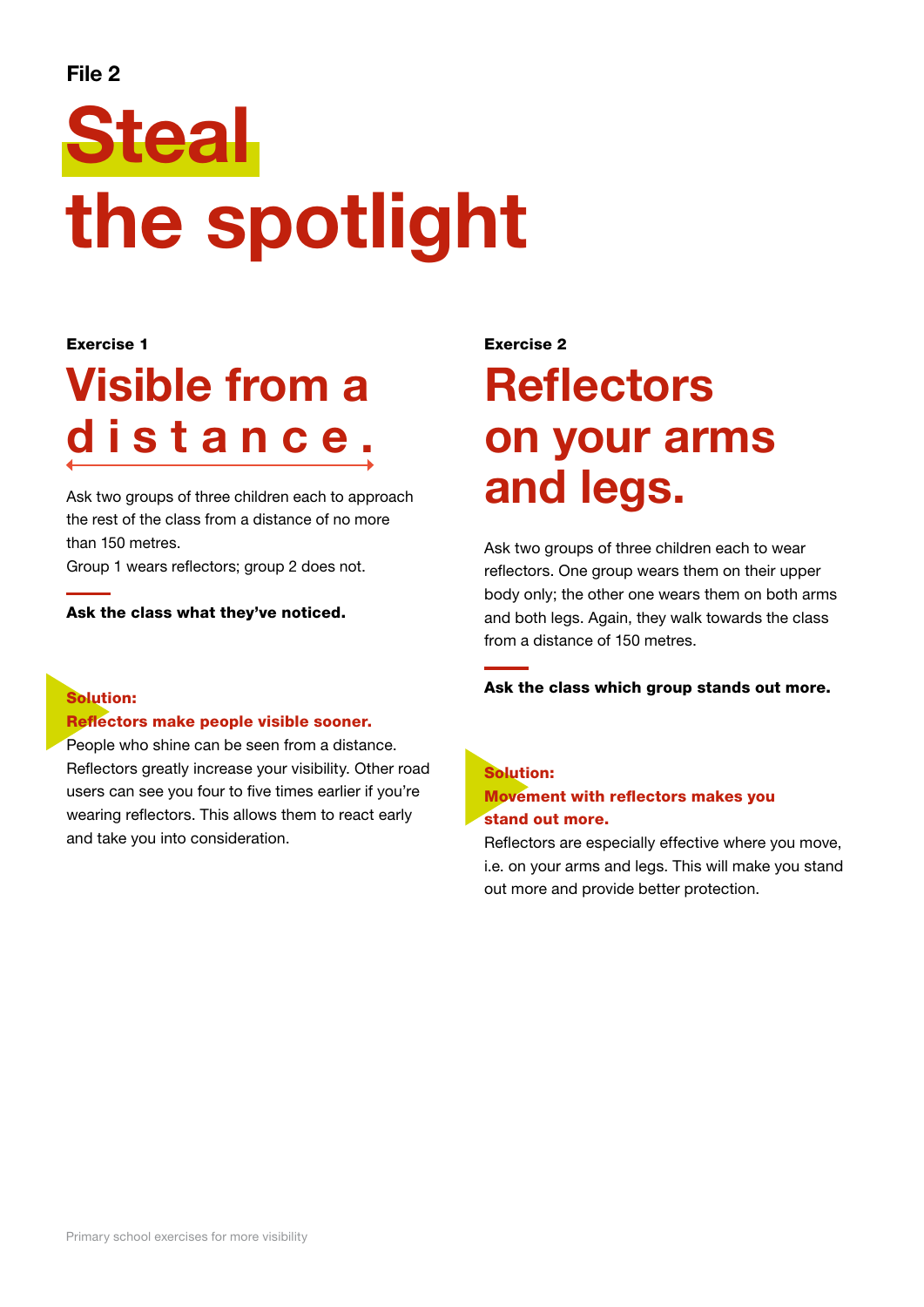File 2

# Steal the spotlight

Exercise 1

## Visible from a distance.

Ask two groups of three children each to approach the rest of the class from a distance of no more than 150 metres.
Group 1 wears reflectors; group 2 does not.

**Ask the class what they've noticed.**

**Solution:**
**Reflectors make people visible sooner.**
People who shine can be seen from a distance. Reflectors greatly increase your visibility. Other road users can see you four to five times earlier if you're wearing reflectors. This allows them to react early and take you into consideration.

Exercise 2

## Reflectors on your arms and legs.

Ask two groups of three children each to wear reflectors. One group wears them on their upper body only; the other one wears them on both arms and both legs. Again, they walk towards the class from a distance of 150 metres.

**Ask the class which group stands out more.**

**Solution:**
**Movement with reflectors makes you stand out more.**
Reflectors are especially effective where you move, i.e. on your arms and legs. This will make you stand out more and provide better protection.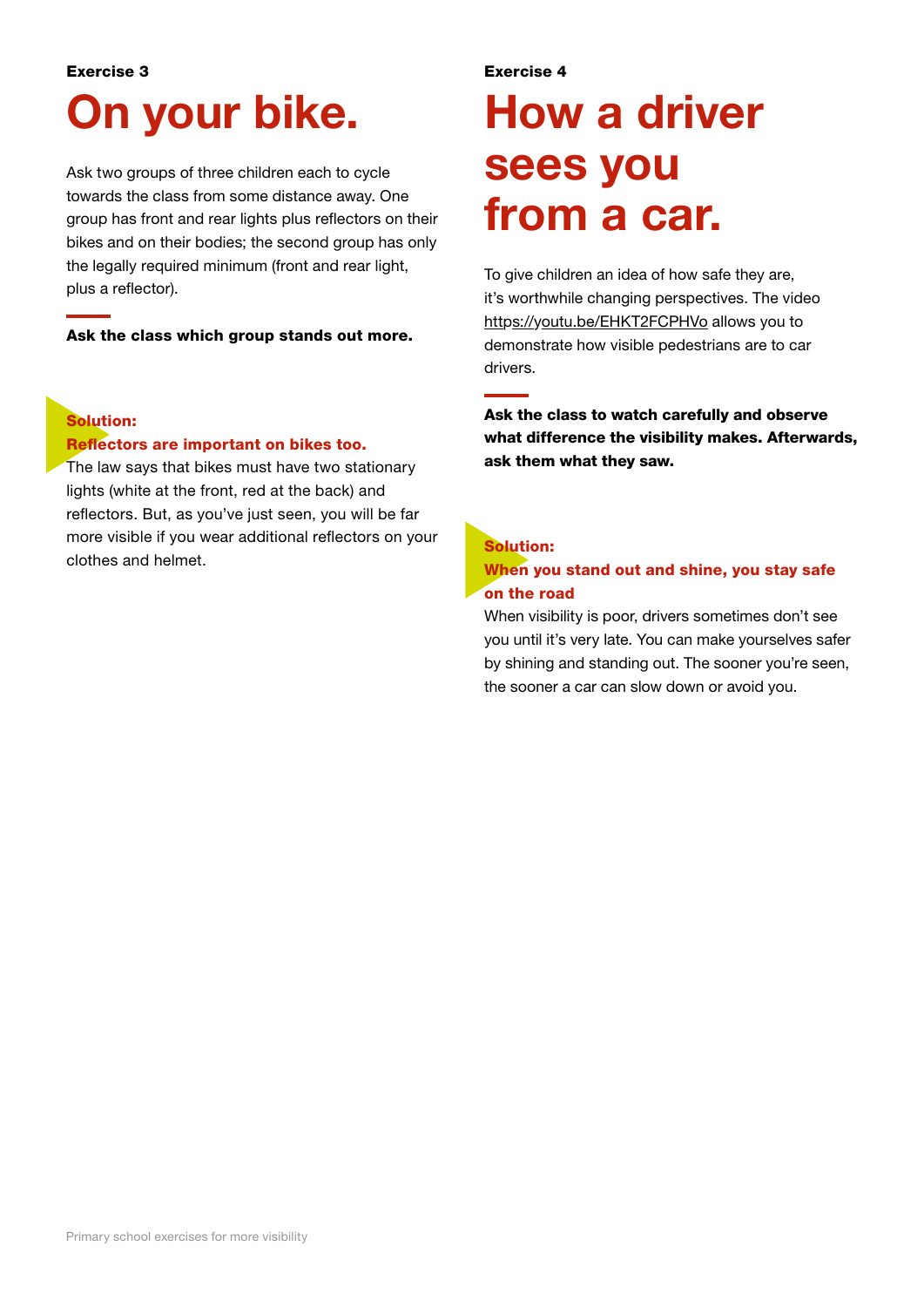Exercise 3

# On your bike.

Ask two groups of three children each to cycle towards the class from some distance away. One group has front and rear lights plus reflectors on their bikes and on their bodies; the second group has only the legally required minimum (front and rear light, plus a reflector).

**Ask the class which group stands out more.**

**Solution:**
**Reflectors are important on bikes too.**
The law says that bikes must have two stationary lights (white at the front, red at the back) and reflectors. But, as you've just seen, you will be far more visible if you wear additional reflectors on your clothes and helmet.

Exercise 4

# How a driver sees you from a car.

To give children an idea of how safe they are, it's worthwhile changing perspectives. The video https://youtu.be/EHKT2FCPHVo allows you to demonstrate how visible pedestrians are to car drivers.

**Ask the class to watch carefully and observe what difference the visibility makes. Afterwards, ask them what they saw.**

**Solution:**
**When you stand out and shine, you stay safe on the road**
When visibility is poor, drivers sometimes don't see you until it's very late. You can make yourselves safer by shining and standing out. The sooner you're seen, the sooner a car can slow down or avoid you.